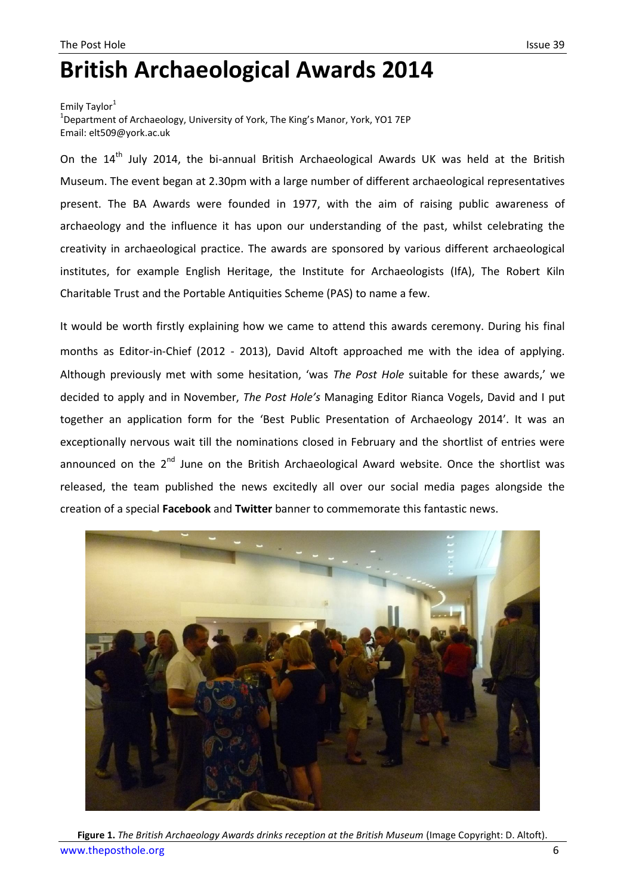# British Archaeological Awards 2014

Emily Taylor[1]

[1]Department of Archaeology, University of York, The King's Manor, York, YO1 7EP
Email: elt509@york.ac.uk

On the 14th July 2014, the bi-annual British Archaeological Awards UK was held at the British Museum. The event began at 2.30pm with a large number of different archaeological representatives present. The BA Awards were founded in 1977, with the aim of raising public awareness of archaeology and the influence it has upon our understanding of the past, whilst celebrating the creativity in archaeological practice. The awards are sponsored by various different archaeological institutes, for example English Heritage, the Institute for Archaeologists (IfA), The Robert Kiln Charitable Trust and the Portable Antiquities Scheme (PAS) to name a few.

It would be worth firstly explaining how we came to attend this awards ceremony. During his final months as Editor-in-Chief (2012 - 2013), David Altoft approached me with the idea of applying. Although previously met with some hesitation, 'was *The Post Hole* suitable for these awards,' we decided to apply and in November, *The Post Hole's* Managing Editor Rianca Vogels, David and I put together an application form for the 'Best Public Presentation of Archaeology 2014'. It was an exceptionally nervous wait till the nominations closed in February and the shortlist of entries were announced on the 2nd June on the British Archaeological Award website. Once the shortlist was released, the team published the news excitedly all over our social media pages alongside the creation of a special **Facebook** and **Twitter** banner to commemorate this fantastic news.

**Figure 1.** *The British Archaeology Awards drinks reception at the British Museum* (Image Copyright: D. Altoft).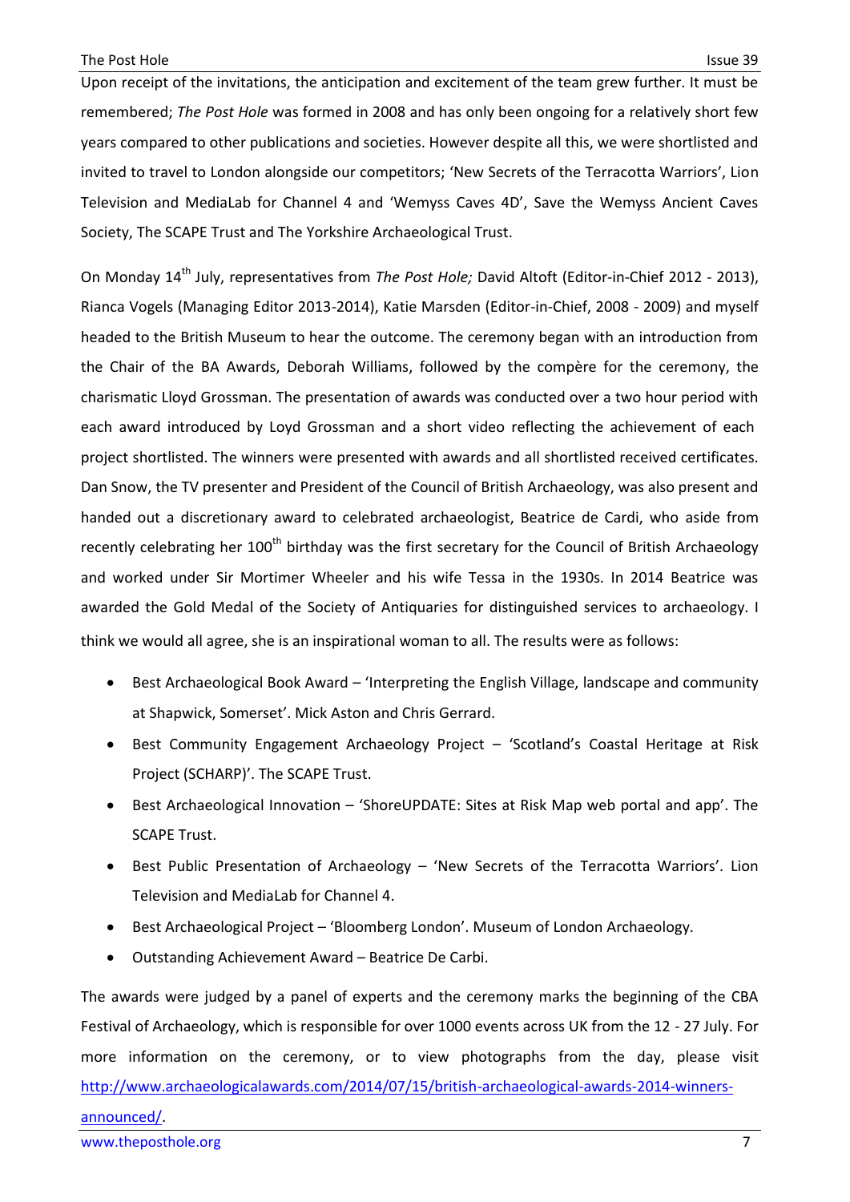Upon receipt of the invitations, the anticipation and excitement of the team grew further. It must be remembered; *The Post Hole* was formed in 2008 and has only been ongoing for a relatively short few years compared to other publications and societies. However despite all this, we were shortlisted and invited to travel to London alongside our competitors; 'New Secrets of the Terracotta Warriors', Lion Television and MediaLab for Channel 4 and 'Wemyss Caves 4D', Save the Wemyss Ancient Caves Society, The SCAPE Trust and The Yorkshire Archaeological Trust.

On Monday 14th July, representatives from *The Post Hole;* David Altoft (Editor-in-Chief 2012 - 2013), Rianca Vogels (Managing Editor 2013-2014), Katie Marsden (Editor-in-Chief, 2008 - 2009) and myself headed to the British Museum to hear the outcome. The ceremony began with an introduction from the Chair of the BA Awards, Deborah Williams, followed by the compère for the ceremony, the charismatic Lloyd Grossman. The presentation of awards was conducted over a two hour period with each award introduced by Loyd Grossman and a short video reflecting the achievement of each project shortlisted. The winners were presented with awards and all shortlisted received certificates. Dan Snow, the TV presenter and President of the Council of British Archaeology, was also present and handed out a discretionary award to celebrated archaeologist, Beatrice de Cardi, who aside from recently celebrating her 100th birthday was the first secretary for the Council of British Archaeology and worked under Sir Mortimer Wheeler and his wife Tessa in the 1930s. In 2014 Beatrice was awarded the Gold Medal of the Society of Antiquaries for distinguished services to archaeology. I think we would all agree, she is an inspirational woman to all. The results were as follows:

- Best Archaeological Book Award – 'Interpreting the English Village, landscape and community at Shapwick, Somerset'. Mick Aston and Chris Gerrard.
- Best Community Engagement Archaeology Project – 'Scotland's Coastal Heritage at Risk Project (SCHARP)'. The SCAPE Trust.
- Best Archaeological Innovation – 'ShoreUPDATE: Sites at Risk Map web portal and app'. The SCAPE Trust.
- Best Public Presentation of Archaeology – 'New Secrets of the Terracotta Warriors'. Lion Television and MediaLab for Channel 4.
- Best Archaeological Project – 'Bloomberg London'. Museum of London Archaeology.
- Outstanding Achievement Award – Beatrice De Carbi.

The awards were judged by a panel of experts and the ceremony marks the beginning of the CBA Festival of Archaeology, which is responsible for over 1000 events across UK from the 12 - 27 July. For more information on the ceremony, or to view photographs from the day, please visit http://www.archaeologicalawards.com/2014/07/15/british-archaeological-awards-2014-winners-announced/.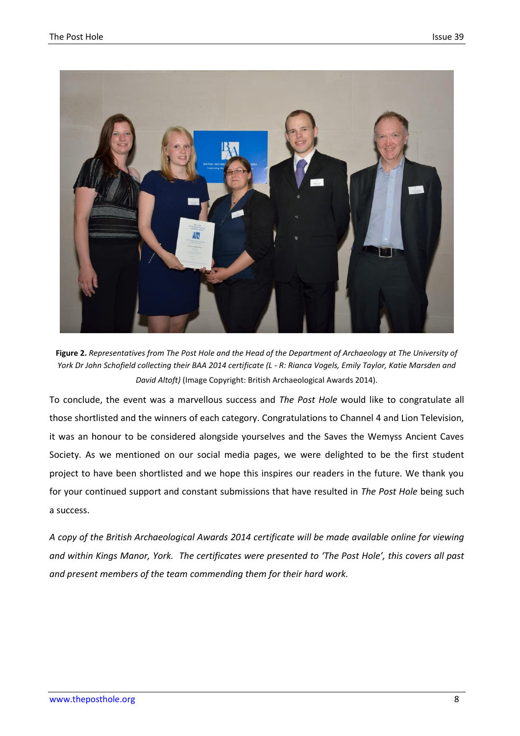**Figure 2.** *Representatives from The Post Hole and the Head of the Department of Archaeology at The University of York Dr John Schofield collecting their BAA 2014 certificate (L - R: Rianca Vogels, Emily Taylor, Katie Marsden and David Altoft)* (Image Copyright: British Archaeological Awards 2014).

To conclude, the event was a marvellous success and *The Post Hole* would like to congratulate all those shortlisted and the winners of each category. Congratulations to Channel 4 and Lion Television, it was an honour to be considered alongside yourselves and the Saves the Wemyss Ancient Caves Society. As we mentioned on our social media pages, we were delighted to be the first student project to have been shortlisted and we hope this inspires our readers in the future. We thank you for your continued support and constant submissions that have resulted in *The Post Hole* being such a success.

*A copy of the British Archaeological Awards 2014 certificate will be made available online for viewing and within Kings Manor, York. The certificates were presented to 'The Post Hole', this covers all past and present members of the team commending them for their hard work.*